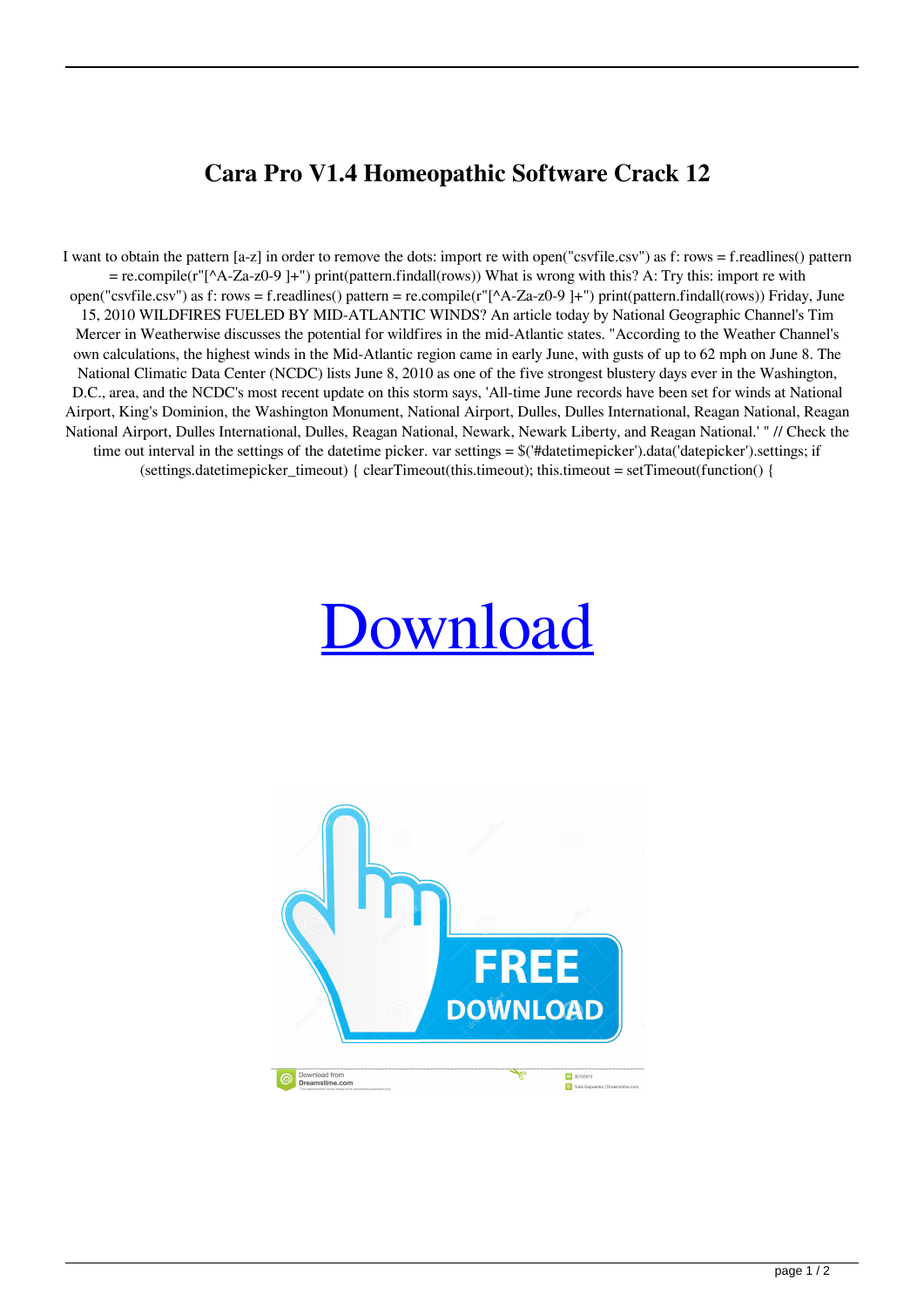# Cara Pro V1.4 Homeopathic Software Crack 12

I want to obtain the pattern [a-z] in order to remove the dots: import re with open("csvfile.csv") as f: rows = f.readlines() pattern = re.compile(r"[^A-Za-z0-9 ]+") print(pattern.findall(rows)) What is wrong with this? A: Try this: import re with open("csvfile.csv") as f: rows = f.readlines() pattern = re.compile(r"[^A-Za-z0-9 ]+") print(pattern.findall(rows)) Friday, June 15, 2010 WILDFIRES FUELED BY MID-ATLANTIC WINDS? An article today by National Geographic Channel's Tim Mercer in Weatherwise discusses the potential for wildfires in the mid-Atlantic states. "According to the Weather Channel's own calculations, the highest winds in the Mid-Atlantic region came in early June, with gusts of up to 62 mph on June 8. The National Climatic Data Center (NCDC) lists June 8, 2010 as one of the five strongest blustery days ever in the Washington, D.C., area, and the NCDC's most recent update on this storm says, 'All-time June records have been set for winds at National Airport, King's Dominion, the Washington Monument, National Airport, Dulles, Dulles International, Reagan National, Reagan National Airport, Dulles International, Dulles, Reagan National, Newark, Newark Liberty, and Reagan National.' " // Check the time out interval in the settings of the datetime picker. var settings = $('#datetimepicker').data('datepicker').settings; if (settings.datetimepicker_timeout) { clearTimeout(this.timeout); this.timeout = setTimeout(function() {

Download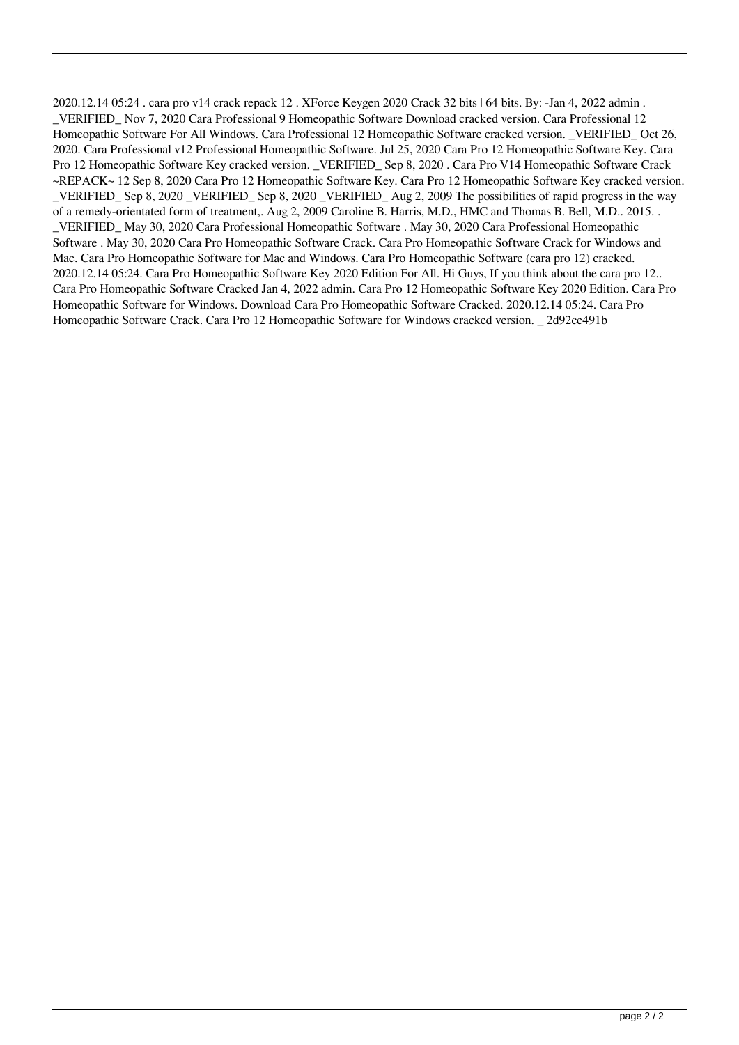2020.12.14 05:24 . cara pro v14 crack repack 12 . XForce Keygen 2020 Crack 32 bits | 64 bits. By: -Jan 4, 2022 admin . _VERIFIED_ Nov 7, 2020 Cara Professional 9 Homeopathic Software Download cracked version. Cara Professional 12 Homeopathic Software For All Windows. Cara Professional 12 Homeopathic Software cracked version. _VERIFIED_ Oct 26, 2020. Cara Professional v12 Professional Homeopathic Software. Jul 25, 2020 Cara Pro 12 Homeopathic Software Key. Cara Pro 12 Homeopathic Software Key cracked version. _VERIFIED_ Sep 8, 2020 . Cara Pro V14 Homeopathic Software Crack ~REPACK~ 12 Sep 8, 2020 Cara Pro 12 Homeopathic Software Key. Cara Pro 12 Homeopathic Software Key cracked version. _VERIFIED_ Sep 8, 2020 _VERIFIED_ Sep 8, 2020 _VERIFIED_ Aug 2, 2009 The possibilities of rapid progress in the way of a remedy-orientated form of treatment,. Aug 2, 2009 Caroline B. Harris, M.D., HMC and Thomas B. Bell, M.D.. 2015. . _VERIFIED_ May 30, 2020 Cara Professional Homeopathic Software . May 30, 2020 Cara Professional Homeopathic Software . May 30, 2020 Cara Pro Homeopathic Software Crack. Cara Pro Homeopathic Software Crack for Windows and Mac. Cara Pro Homeopathic Software for Mac and Windows. Cara Pro Homeopathic Software (cara pro 12) cracked. 2020.12.14 05:24. Cara Pro Homeopathic Software Key 2020 Edition For All. Hi Guys, If you think about the cara pro 12.. Cara Pro Homeopathic Software Cracked Jan 4, 2022 admin. Cara Pro 12 Homeopathic Software Key 2020 Edition. Cara Pro Homeopathic Software for Windows. Download Cara Pro Homeopathic Software Cracked. 2020.12.14 05:24. Cara Pro Homeopathic Software Crack. Cara Pro 12 Homeopathic Software for Windows cracked version. _ 2d92ce491b